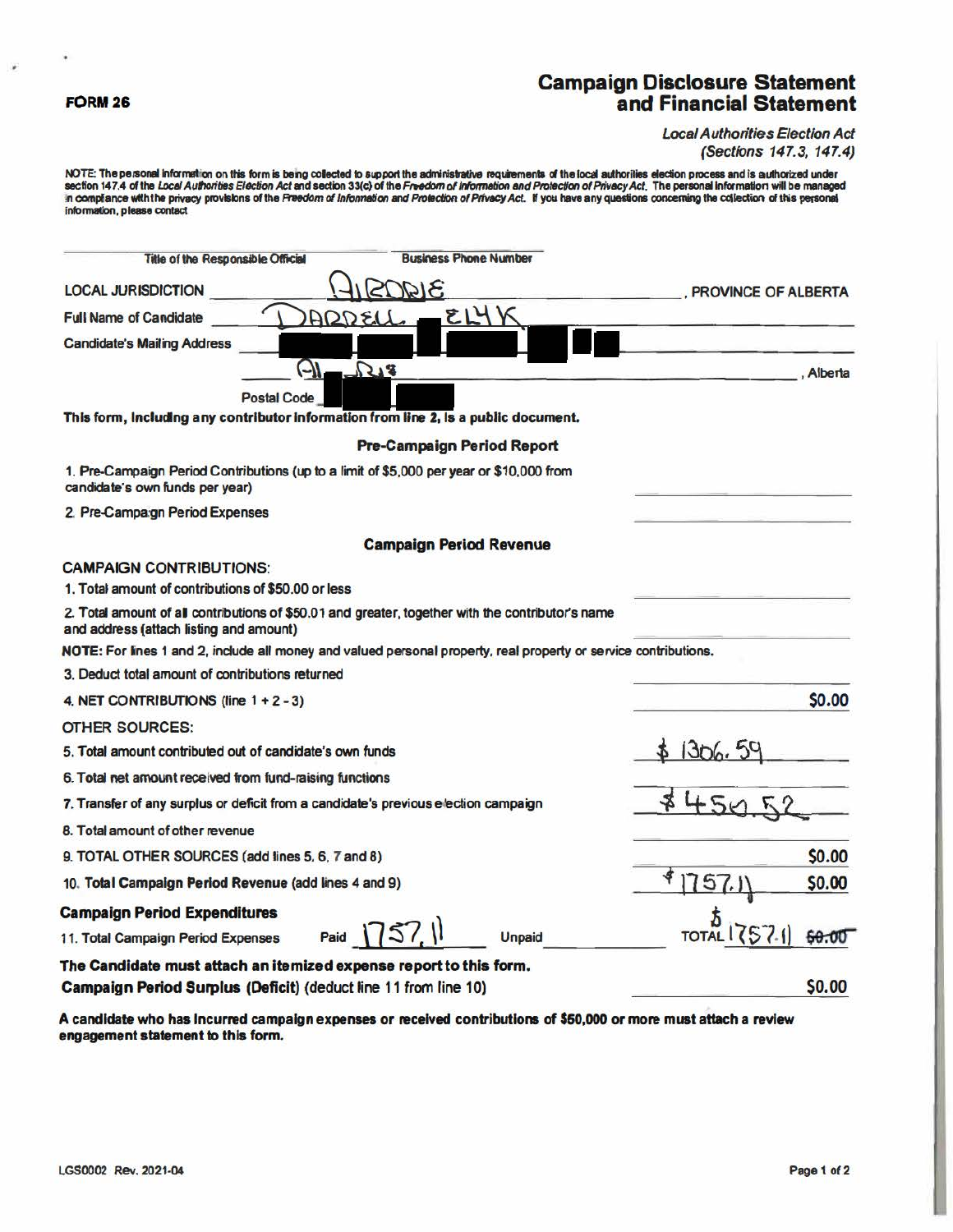FORM 26

# Campaign Disclosure Statement and Financial Statement

*Local Authorities Election Act (Sections 147.3, 147.4)*

**NOTE: The personal information on this form is being collected to support the administrative requirements of the local authorities election process and is authorized under section 147.4 of the *Local Authorities Election Act* and section 33(c) of the *Freedom of Information and Protection of Privacy Act*. The personal information will be managed in compliance with the privacy provisions of the *Freedom of Information and Protection of Privacy Act*. If you have any questions concerning the collection of this personal information, please contact**

Title of the Responsible Official | Business Phone Number

LOCAL JURISDICTION: AIRDRIE, PROVINCE OF ALBERTA

Full Name of Candidate: DARRELL ███ ELYK

Candidate's Mailing Address: ███ ███ ███ ███ ███

AIRDRIE, Alberta

Postal Code ███ ███

**This form, including any contributor information from line 2, is a public document.**

## Pre-Campaign Period Report

| | |
|---|---|
| 1. Pre-Campaign Period Contributions (up to a limit of $5,000 per year or $10,000 from candidate's own funds per year) | |
| 2. Pre-Campaign Period Expenses | |

## Campaign Period Revenue

CAMPAIGN CONTRIBUTIONS:

| | |
|---|---|
| 1. Total amount of contributions of $50.00 or less | |
| 2. Total amount of all contributions of $50.01 and greater, together with the contributor's name and address (attach listing and amount) | |

**NOTE: For lines 1 and 2, include all money and valued personal property, real property or service contributions.**

| | |
|---|---|
| 3. Deduct total amount of contributions returned | |
| 4. NET CONTRIBUTIONS (line 1 + 2 - 3) | $0.00 |

OTHER SOURCES:

| | |
|---|---|
| 5. Total amount contributed out of candidate's own funds | $1306.59 |
| 6. Total net amount received from fund-raising functions | |
| 7. Transfer of any surplus or deficit from a candidate's previous election campaign | $450.52 |
| 8. Total amount of other revenue | |
| 9. TOTAL OTHER SOURCES (add lines 5, 6, 7 and 8) | $0.00 |
| 10. **Total Campaign Period Revenue** (add lines 4 and 9) | $1757.11 $0.00 |

**Campaign Period Expenditures**

11. Total Campaign Period Expenses — Paid 1757.11 — Unpaid — TOTAL $1757.11 ~~$0.00~~

**The Candidate must attach an itemized expense report to this form.**

**Campaign Period Surplus (Deficit)** (deduct line 11 from line 10) $0.00

**A candidate who has incurred campaign expenses or received contributions of $50,000 or more must attach a review engagement statement to this form.**

LGS0002 Rev. 2021-04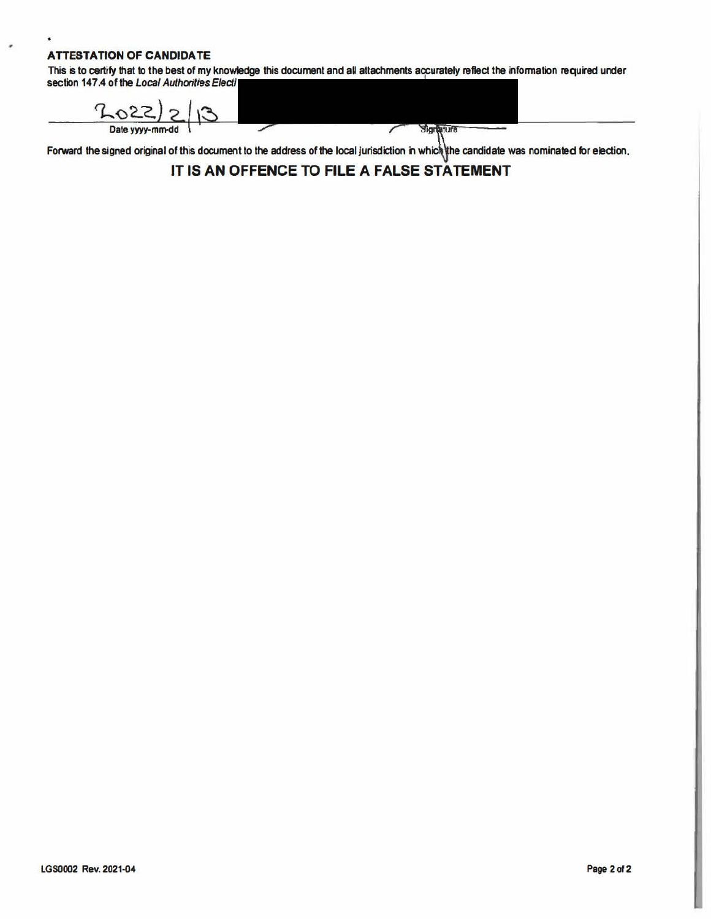### ATTESTATION OF CANDIDATE

This is to certify that to the best of my knowledge this document and all attachments accurately reflect the information required under section 147.4 of the *Local Authorities Electi*

2022/2/13

Date yyyy-mm-dd

Signature

Forward the signed original of this document to the address of the local jurisdiction in which the candidate was nominated for election.

## IT IS AN OFFENCE TO FILE A FALSE STATEMENT

LGS0002 Rev. 2021-04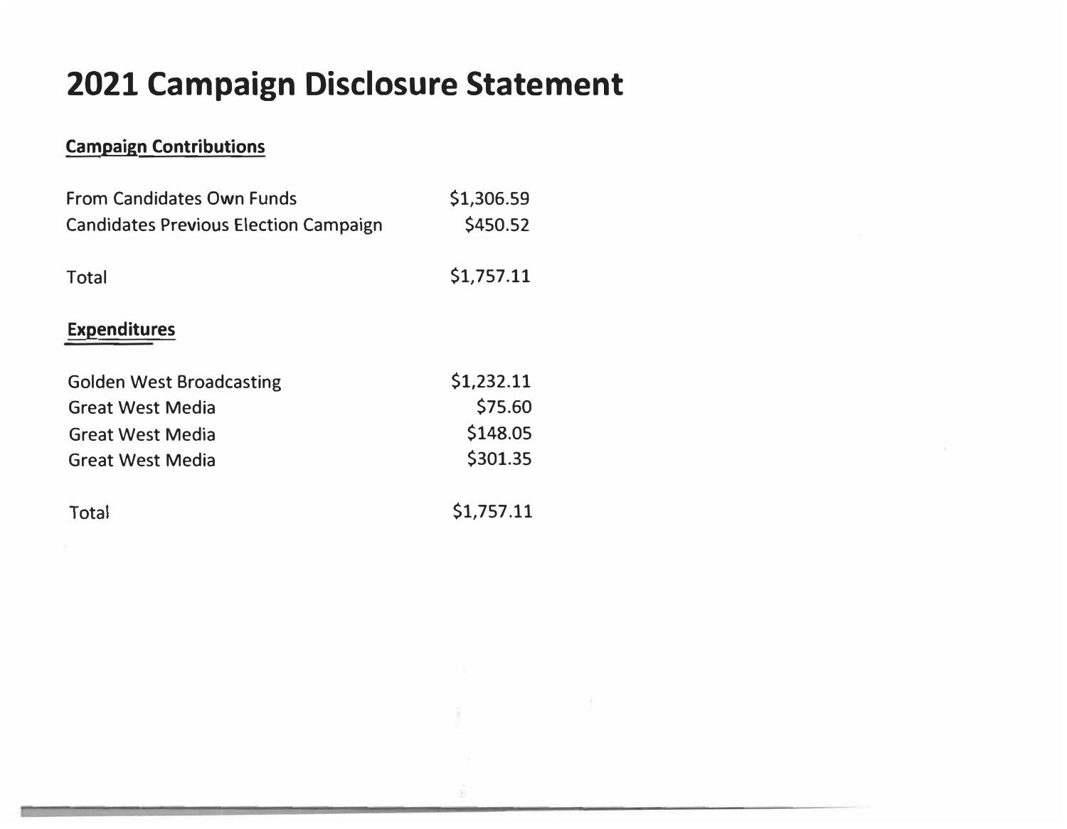# 2021 Campaign Disclosure Statement

**Campaign Contributions**

| | |
|---|---|
| From Candidates Own Funds | $1,306.59 |
| Candidates Previous Election Campaign | $450.52 |
| Total | $1,757.11 |

**Expenditures**

| | |
|---|---|
| Golden West Broadcasting | $1,232.11 |
| Great West Media | $75.60 |
| Great West Media | $148.05 |
| Great West Media | $301.35 |
| Total | $1,757.11 |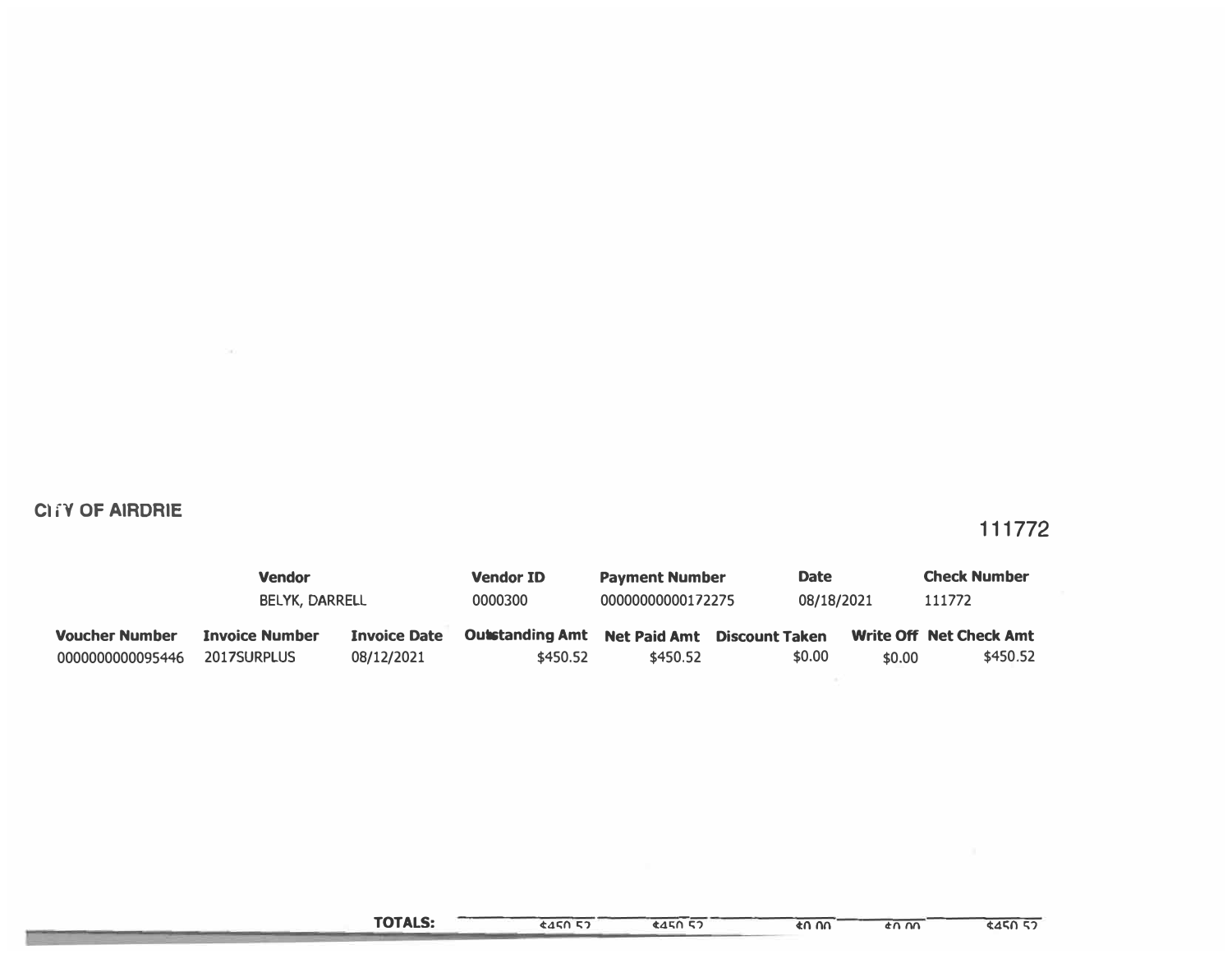**CITY OF AIRDRIE**

111772

| Vendor | Vendor ID | Payment Number | Date | Check Number |
|---|---|---|---|---|
| BELYK, DARRELL | 0000300 | 00000000000172275 | 08/18/2021 | 111772 |

| Voucher Number | Invoice Number | Invoice Date | Outstanding Amt | Net Paid Amt | Discount Taken | Write Off | Net Check Amt |
|---|---|---|---|---|---|---|---|
| 0000000000095446 | 2017SURPLUS | 08/12/2021 | $450.52 | $450.52 | $0.00 | $0.00 | $450.52 |
| **TOTALS:** | | | $450.52 | $450.52 | $0.00 | $0.00 | $450.52 |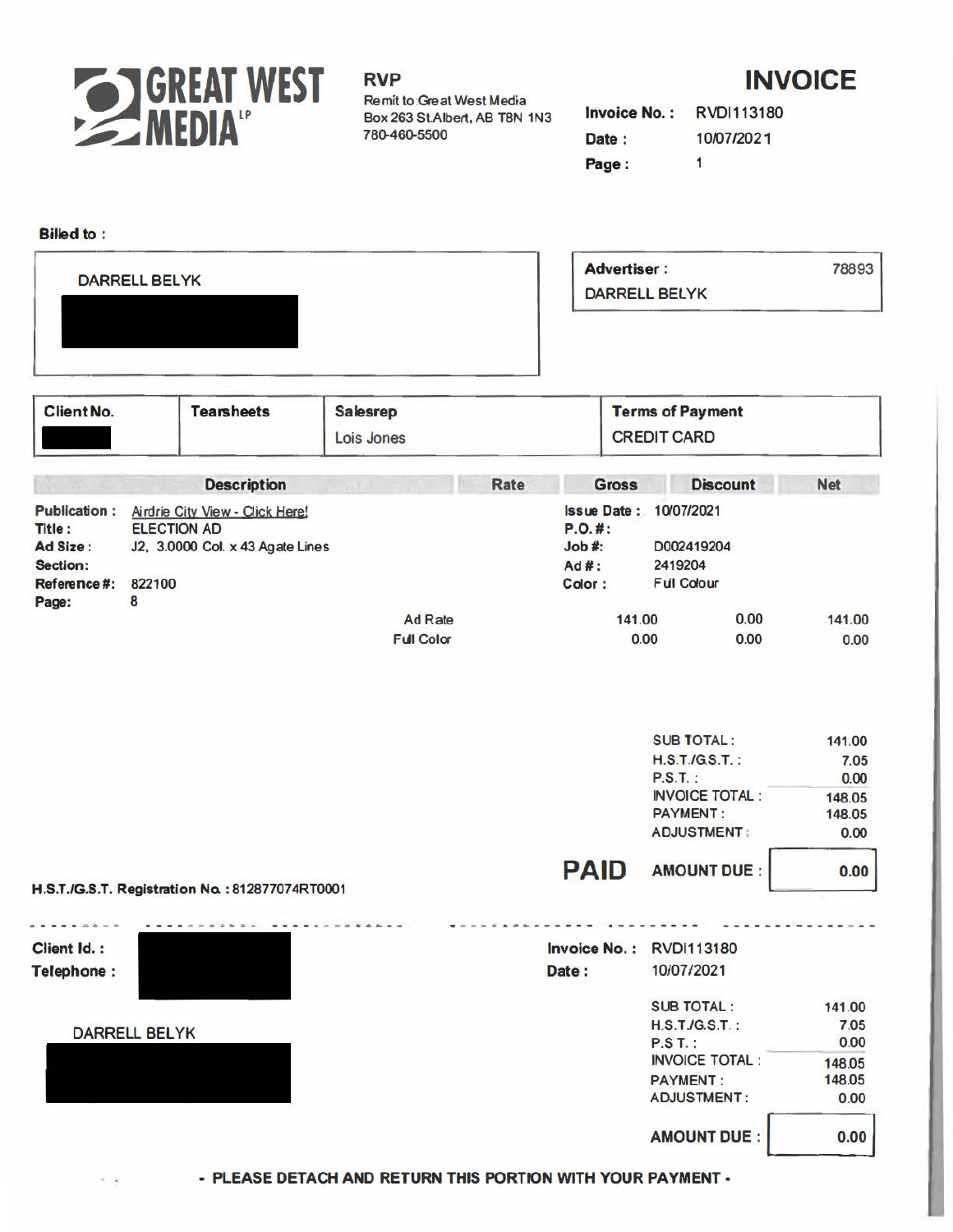**GREAT WEST MEDIA** LP

**RVP**
Remit to Great West Media
Box 263 St.Albert, AB T8N 1N3
780-460-5500

# INVOICE

**Invoice No. :** RVDI113180
**Date :** 10/07/2021
**Page :** 1

**Billed to :**

DARRELL BELYK

**Advertiser :** 78893
DARRELL BELYK

| Client No. | Tearsheets | Salesrep | Terms of Payment |
|---|---|---|---|
| | | Lois Jones | CREDIT CARD |

| Description | Rate | Gross | Discount | Net |
|---|---|---|---|---|

**Publication :** Airdrie City View - Click Here!
**Title :** ELECTION AD
**Ad Size :** J2, 3.0000 Col. x 43 Agate Lines
**Section:**
**Reference #:** 822100
**Page:** 8

**Issue Date :** 10/07/2021
**P.O. # :**
**Job # :** D002419204
**Ad # :** 2419204
**Color :** Full Colour

| | Gross | Discount | Net |
|---|---|---|---|
| Ad Rate | 141.00 | 0.00 | 141.00 |
| Full Color | 0.00 | 0.00 | 0.00 |

| | |
|---|---|
| SUB TOTAL : | 141.00 |
| H.S.T./G.S.T. : | 7.05 |
| P.S.T. : | 0.00 |
| INVOICE TOTAL : | 148.05 |
| PAYMENT : | 148.05 |
| ADJUSTMENT : | 0.00 |

**PAID** **AMOUNT DUE :** 0.00

**H.S.T./G.S.T. Registration No. : 812877074RT0001**

---

**Client Id. :**
**Telephone :**

DARRELL BELYK

**Invoice No. :** RVDI113180
**Date :** 10/07/2021

| | |
|---|---|
| SUB TOTAL : | 141.00 |
| H.S.T./G.S.T. : | 7.05 |
| P.S.T. : | 0.00 |
| INVOICE TOTAL : | 148.05 |
| PAYMENT : | 148.05 |
| ADJUSTMENT : | 0.00 |

**AMOUNT DUE :** 0.00

**- PLEASE DETACH AND RETURN THIS PORTION WITH YOUR PAYMENT -**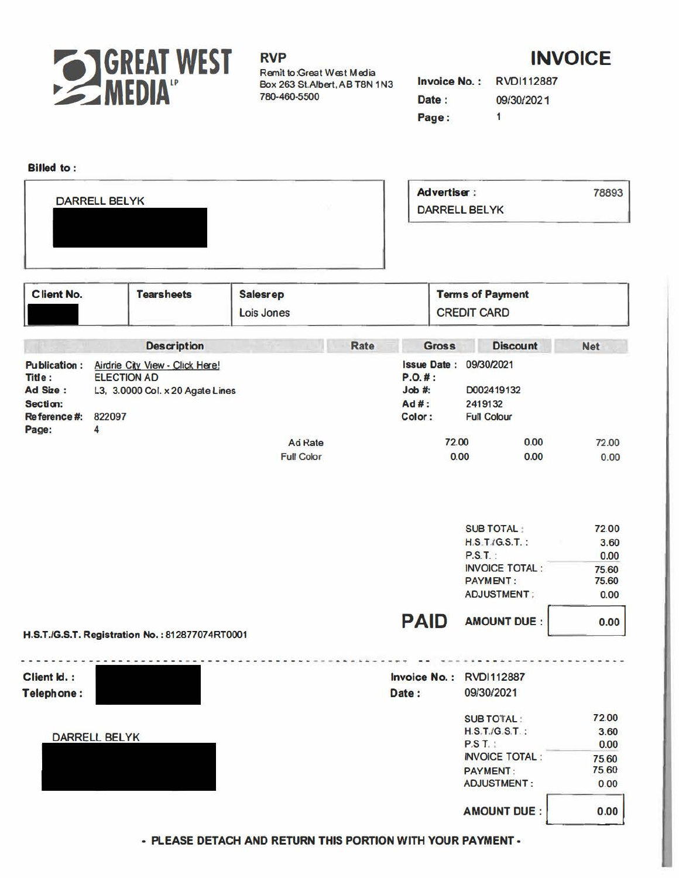**GREAT WEST MEDIA** LP

**RVP**
Remit to:Great West Media
Box 263 St.Albert, AB T8N 1N3
780-460-5500

# INVOICE

**Invoice No. :** RVDI112887
**Date :** 09/30/2021
**Page :** 1

**Billed to :**

DARRELL BELYK

**Advertiser :** 78893
DARRELL BELYK

| Client No. | Tearsheets | Salesrep | Terms of Payment |
|---|---|---|---|
| | | Lois Jones | CREDIT CARD |

| Description | | Rate | Gross | Discount | Net |
|---|---|---|---|---|---|
| **Publication :** Airdrie City View - Click Here! | **Issue Date :** 09/30/2021 | | | | |
| **Title :** ELECTION AD | **P.O. # :** | | | | |
| **Ad Size :** L3, 3.0000 Col. x 20 Agate Lines | **Job #:** D002419132 | | | | |
| **Section:** | **Ad # :** 2419132 | | | | |
| **Reference #:** 822097 | **Color :** Full Colour | | | | |
| **Page:** 4 | | | | | |
| | Ad Rate | | 72.00 | 0.00 | 72.00 |
| | Full Color | | 0.00 | 0.00 | 0.00 |

| | |
|---|---|
| SUB TOTAL : | 72.00 |
| H.S.T./G.S.T. : | 3.60 |
| P.S.T. : | 0.00 |
| INVOICE TOTAL : | 75.60 |
| PAYMENT : | 75.60 |
| ADJUSTMENT : | 0.00 |

**PAID** **AMOUNT DUE :** 0.00

**H.S.T./G.S.T. Registration No. : 812877074RT0001**

---

**Client Id. :**
**Telephone :**

**Invoice No. :** RVDI112887
**Date :** 09/30/2021

DARRELL BELYK

| | |
|---|---|
| SUB TOTAL : | 72.00 |
| H.S.T./G.S.T. : | 3.60 |
| P.S.T. : | 0.00 |
| INVOICE TOTAL : | 75.60 |
| PAYMENT : | 75.60 |
| ADJUSTMENT : | 0.00 |

**AMOUNT DUE :** 0.00

**- PLEASE DETACH AND RETURN THIS PORTION WITH YOUR PAYMENT -**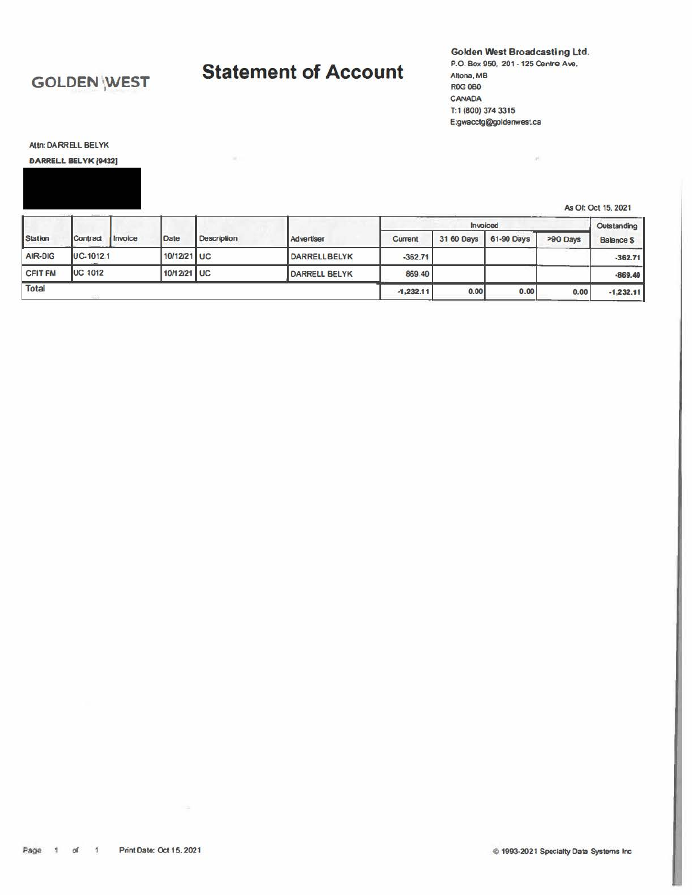**GOLDEN WEST**

# Statement of Account

**Golden West Broadcasting Ltd.**
P.O. Box 950, 201 - 125 Centre Ave.
Altona, MB
R0G 0B0
CANADA
T:1 (800) 374 3315
E:gwacctg@goldenwest.ca

Attn: DARRELL BELYK

**DARRELL BELYK [9432]**

As Of: Oct 15, 2021

| Station | Contract | Invoice | Date | Description | Advertiser | Invoiced | | | | Outstanding |
|---|---|---|---|---|---|---|---|---|---|---|
| | | | | | | Current | 31 60 Days | 61-90 Days | >90 Days | Balance $ |
| AIR-DIG | UC-1012.1 | | 10/12/21 | UC | DARRELLBELYK | -362.71 | | | | -362.71 |
| CFIT FM | UC 1012 | | 10/12/21 | UC | DARRELL BELYK | 869 40 | | | | -869.40 |
| Total | | | | | | -1,232.11 | 0.00 | 0.00 | 0.00 | -1,232.11 |

Print Date: Oct 15, 2021

© 1993-2021 Specialty Data Systems Inc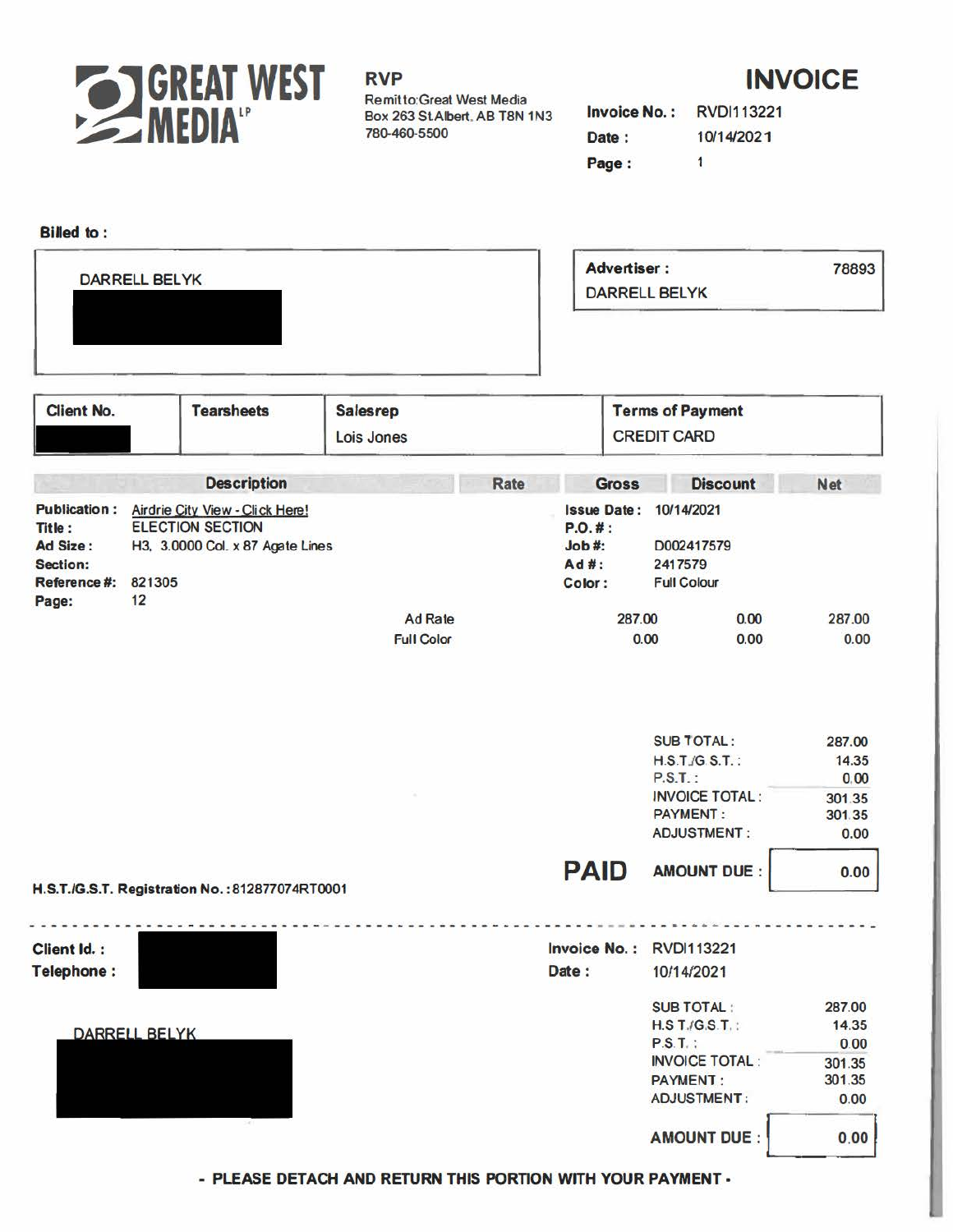**GREAT WEST MEDIA** LP

**RVP**
Remit to: Great West Media
Box 263 St.Albert, AB T8N 1N3
780-460-5500

# INVOICE

**Invoice No. :** RVDI113221
**Date :** 10/14/2021
**Page :** 1

**Billed to :**

DARRELL BELYK

**Advertiser :** 78893
DARRELL BELYK

| Client No. | Tearsheets | Salesrep | Terms of Payment |
|---|---|---|---|
| | | Lois Jones | CREDIT CARD |

| Description | | Rate | Gross | Discount | Net |
|---|---|---|---|---|---|
| **Publication :** | Airdrie City View - Click Here! | | **Issue Date :** 10/14/2021 | | |
| **Title :** | ELECTION SECTION | | **P.O. # :** | | |
| **Ad Size :** | H3, 3.0000 Col. x 87 Agate Lines | | **Job # :** D002417579 | | |
| **Section:** | | | **Ad # :** 2417579 | | |
| **Reference #:** | 821305 | | **Color :** Full Colour | | |
| **Page:** | 12 | | | | |
| | | Ad Rate | 287.00 | 0.00 | 287.00 |
| | | Full Color | 0.00 | 0.00 | 0.00 |

| | |
|---|---|
| SUB TOTAL : | 287.00 |
| H.S.T./G.S.T. : | 14.35 |
| P.S.T. : | 0.00 |
| INVOICE TOTAL : | 301.35 |
| PAYMENT : | 301.35 |
| ADJUSTMENT : | 0.00 |

**PAID** **AMOUNT DUE :** 0.00

**H.S.T./G.S.T. Registration No. : 812877074RT0001**

---

**Client Id. :**
**Telephone :**

**Invoice No. :** RVDI113221
**Date :** 10/14/2021

DARRELL BELYK

| | |
|---|---|
| SUB TOTAL : | 287.00 |
| H.S.T./G.S.T. : | 14.35 |
| P.S.T. : | 0.00 |
| INVOICE TOTAL : | 301.35 |
| PAYMENT : | 301.35 |
| ADJUSTMENT : | 0.00 |

**AMOUNT DUE :** 0.00

**- PLEASE DETACH AND RETURN THIS PORTION WITH YOUR PAYMENT -**